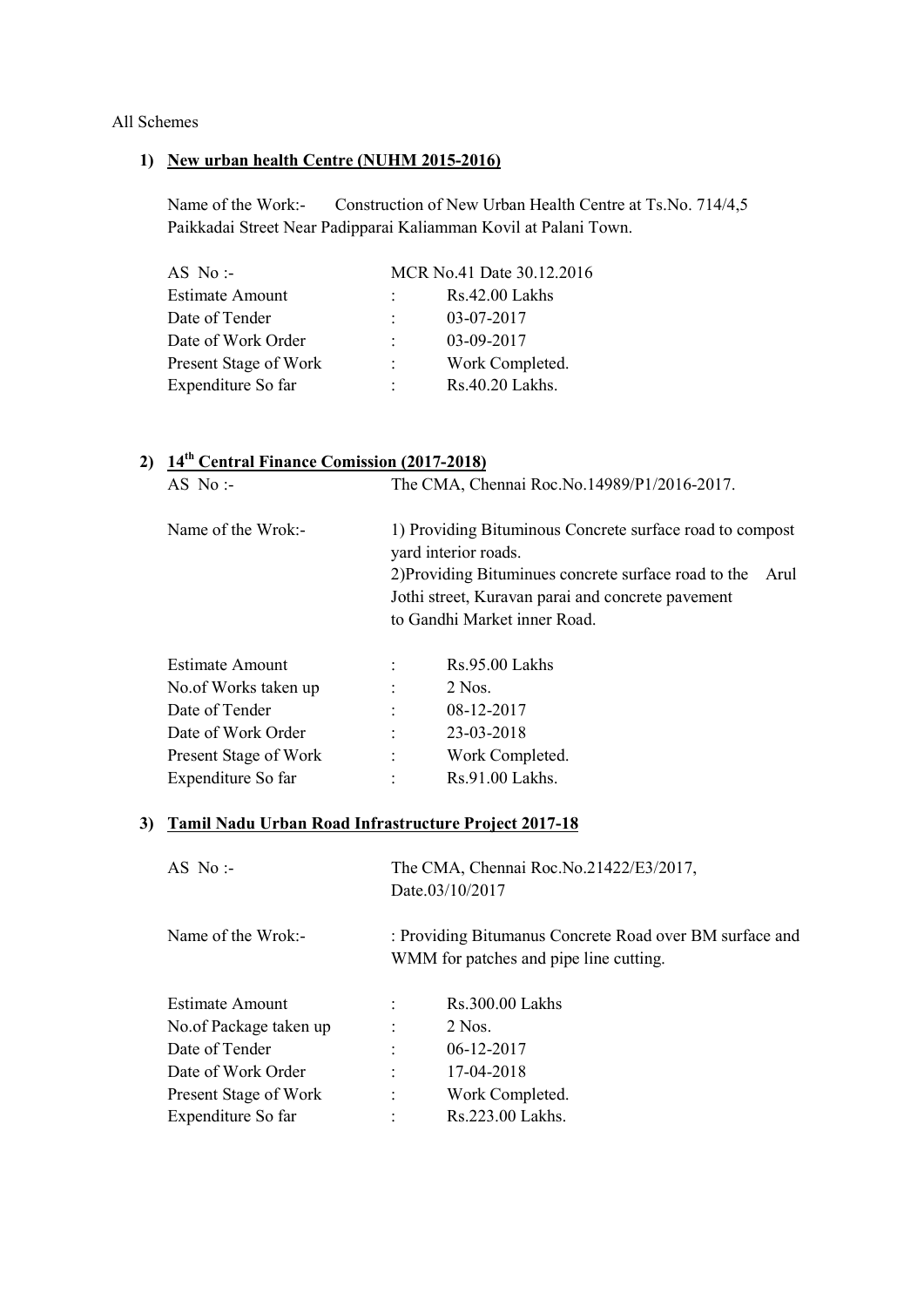All Schemes

**1) New urban health Centre (NUHM 2015-2016)**

Name of the Work:- Construction of New Urban Health Centre at Ts.No. 714/4,5 Paikkadai Street Near Padipparai Kaliamman Kovil at Palani Town.

| | | |
|---|---|---|
| AS No :- | | MCR No.41 Date 30.12.2016 |
| Estimate Amount | : | Rs.42.00 Lakhs |
| Date of Tender | : | 03-07-2017 |
| Date of Work Order | : | 03-09-2017 |
| Present Stage of Work | : | Work Completed. |
| Expenditure So far | : | Rs.40.20 Lakhs. |

**2) 14th Central Finance Comission (2017-2018)**

AS No :- The CMA, Chennai Roc.No.14989/P1/2016-2017.

Name of the Wrok:-

1) Providing Bituminous Concrete surface road to compost yard interior roads.
2)Providing Bituminues concrete surface road to the Arul Jothi street, Kuravan parai and concrete pavement to Gandhi Market inner Road.

| | | |
|---|---|---|
| Estimate Amount | : | Rs.95.00 Lakhs |
| No.of Works taken up | : | 2 Nos. |
| Date of Tender | : | 08-12-2017 |
| Date of Work Order | : | 23-03-2018 |
| Present Stage of Work | : | Work Completed. |
| Expenditure So far | : | Rs.91.00 Lakhs. |

**3) Tamil Nadu Urban Road Infrastructure Project 2017-18**

AS No :- The CMA, Chennai Roc.No.21422/E3/2017, Date.03/10/2017

Name of the Wrok:- : Providing Bitumanus Concrete Road over BM surface and WMM for patches and pipe line cutting.

| | | |
|---|---|---|
| Estimate Amount | : | Rs.300.00 Lakhs |
| No.of Package taken up | : | 2 Nos. |
| Date of Tender | : | 06-12-2017 |
| Date of Work Order | : | 17-04-2018 |
| Present Stage of Work | : | Work Completed. |
| Expenditure So far | : | Rs.223.00 Lakhs. |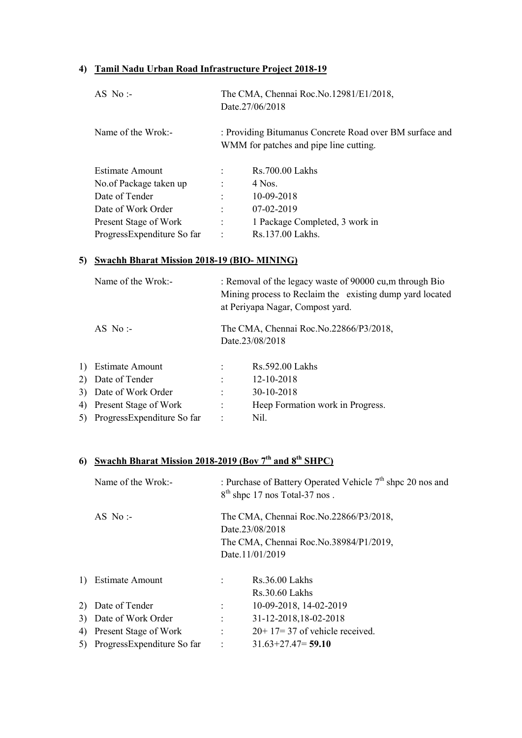## 4) Tamil Nadu Urban Road Infrastructure Project 2018-19

AS No :- The CMA, Chennai Roc.No.12981/E1/2018, Date.27/06/2018

Name of the Wrok:- : Providing Bitumanus Concrete Road over BM surface and WMM for patches and pipe line cutting.

| | | |
|---|---|---|
| Estimate Amount | : | Rs.700.00 Lakhs |
| No.of Package taken up | : | 4 Nos. |
| Date of Tender | : | 10-09-2018 |
| Date of Work Order | : | 07-02-2019 |
| Present Stage of Work | : | 1 Package Completed, 3 work in |
| ProgressExpenditure So far | : | Rs.137.00 Lakhs. |

## 5) Swachh Bharat Mission 2018-19 (BIO- MINING)

Name of the Wrok:- : Removal of the legacy waste of 90000 cu,m through Bio Mining process to Reclaim the existing dump yard located at Periyapa Nagar, Compost yard.

AS No :- The CMA, Chennai Roc.No.22866/P3/2018, Date.23/08/2018

| | | | |
|---|---|---|---|
| 1) | Estimate Amount | : | Rs.592.00 Lakhs |
| 2) | Date of Tender | : | 12-10-2018 |
| 3) | Date of Work Order | : | 30-10-2018 |
| 4) | Present Stage of Work | : | Heep Formation work in Progress. |
| 5) | ProgressExpenditure So far | : | Nil. |

## 6) Swachh Bharat Mission 2018-2019 (Bov 7th and 8th SHPC)

Name of the Wrok:- : Purchase of Battery Operated Vehicle 7th shpc 20 nos and 8th shpc 17 nos Total-37 nos .

AS No :- The CMA, Chennai Roc.No.22866/P3/2018, Date.23/08/2018
The CMA, Chennai Roc.No.38984/P1/2019, Date.11/01/2019

| | | | |
|---|---|---|---|
| 1) | Estimate Amount | : | Rs.36.00 Lakhs<br>Rs.30.60 Lakhs |
| 2) | Date of Tender | : | 10-09-2018, 14-02-2019 |
| 3) | Date of Work Order | : | 31-12-2018,18-02-2018 |
| 4) | Present Stage of Work | : | 20+ 17= 37 of vehicle received. |
| 5) | ProgressExpenditure So far | : | 31.63+27.47= **59.10** |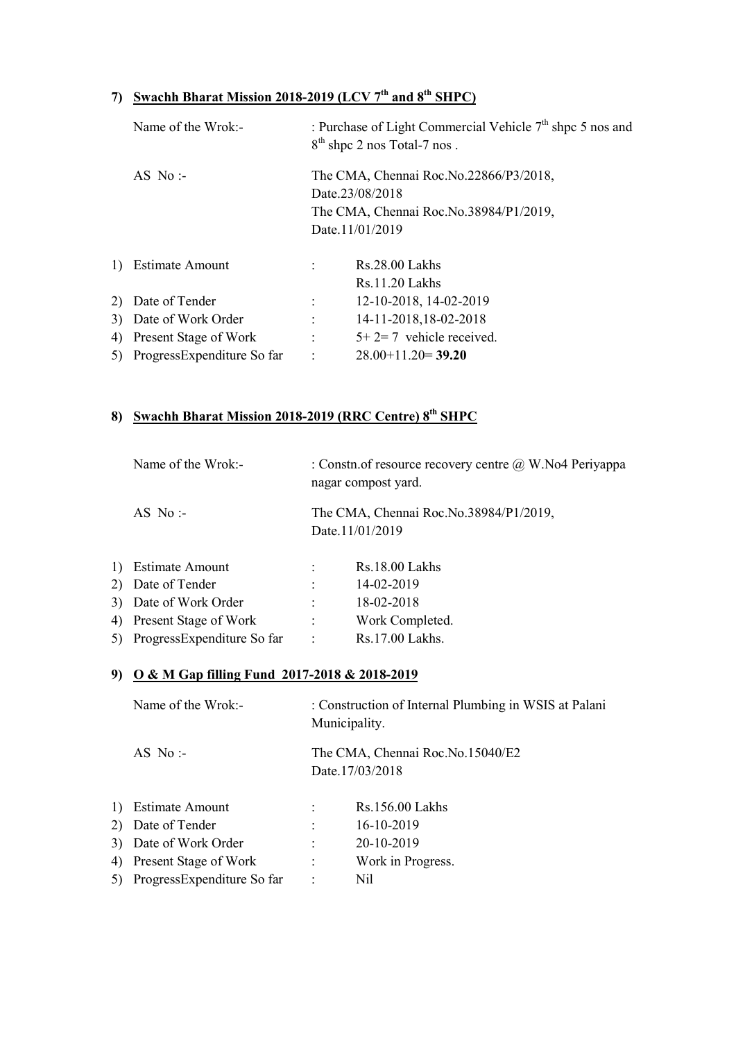## 7) Swachh Bharat Mission 2018-2019 (LCV 7th and 8th SHPC)

Name of the Wrok:- : Purchase of Light Commercial Vehicle 7th shpc 5 nos and 8th shpc 2 nos Total-7 nos .

AS No :- The CMA, Chennai Roc.No.22866/P3/2018, Date.23/08/2018
The CMA, Chennai Roc.No.38984/P1/2019, Date.11/01/2019

1) Estimate Amount : Rs.28.00 Lakhs
   Rs.11.20 Lakhs
2) Date of Tender : 12-10-2018, 14-02-2019
3) Date of Work Order : 14-11-2018,18-02-2018
4) Present Stage of Work : 5+ 2= 7 vehicle received.
5) ProgressExpenditure So far : 28.00+11.20= **39.20**

## 8) Swachh Bharat Mission 2018-2019 (RRC Centre) 8th SHPC

Name of the Wrok:- : Constn.of resource recovery centre @ W.No4 Periyappa nagar compost yard.

AS No :- The CMA, Chennai Roc.No.38984/P1/2019, Date.11/01/2019

1) Estimate Amount : Rs.18.00 Lakhs
2) Date of Tender : 14-02-2019
3) Date of Work Order : 18-02-2018
4) Present Stage of Work : Work Completed.
5) ProgressExpenditure So far : Rs.17.00 Lakhs.

## 9) O & M Gap filling Fund 2017-2018 & 2018-2019

Name of the Wrok:- : Construction of Internal Plumbing in WSIS at Palani Municipality.

AS No :- The CMA, Chennai Roc.No.15040/E2 Date.17/03/2018

1) Estimate Amount : Rs.156.00 Lakhs
2) Date of Tender : 16-10-2019
3) Date of Work Order : 20-10-2019
4) Present Stage of Work : Work in Progress.
5) ProgressExpenditure So far : Nil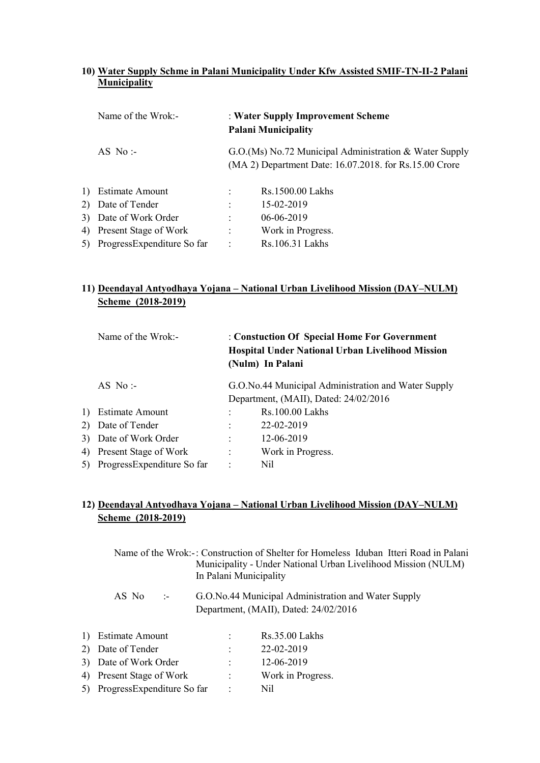**10) <u>Water Supply Schme in Palani Municipality Under Kfw Assisted SMIF-TN-II-2 Palani Municipality</u>**

Name of the Wrok:- : **Water Supply Improvement Scheme Palani Municipality**

AS No :- G.O.(Ms) No.72 Municipal Administration & Water Supply (MA 2) Department Date: 16.07.2018. for Rs.15.00 Crore

1) Estimate Amount : Rs.1500.00 Lakhs
2) Date of Tender : 15-02-2019
3) Date of Work Order : 06-06-2019
4) Present Stage of Work : Work in Progress.
5) ProgressExpenditure So far : Rs.106.31 Lakhs

**11) <u>Deendayal Antyodhaya Yojana – National Urban Livelihood Mission (DAY–NULM) Scheme (2018-2019)</u>**

Name of the Wrok:- : **Constuction Of Special Home For Government Hospital Under National Urban Livelihood Mission (Nulm) In Palani**

AS No :- G.O.No.44 Municipal Administration and Water Supply Department, (MAII), Dated: 24/02/2016

1) Estimate Amount : Rs.100.00 Lakhs
2) Date of Tender : 22-02-2019
3) Date of Work Order : 12-06-2019
4) Present Stage of Work : Work in Progress.
5) ProgressExpenditure So far : Nil

**12) <u>Deendayal Antyodhaya Yojana – National Urban Livelihood Mission (DAY–NULM) Scheme (2018-2019)</u>**

Name of the Wrok:- : Construction of Shelter for Homeless Iduban Itteri Road in Palani Municipality - Under National Urban Livelihood Mission (NULM) In Palani Municipality

AS No :- G.O.No.44 Municipal Administration and Water Supply Department, (MAII), Dated: 24/02/2016

1) Estimate Amount : Rs.35.00 Lakhs
2) Date of Tender : 22-02-2019
3) Date of Work Order : 12-06-2019
4) Present Stage of Work : Work in Progress.
5) ProgressExpenditure So far : Nil